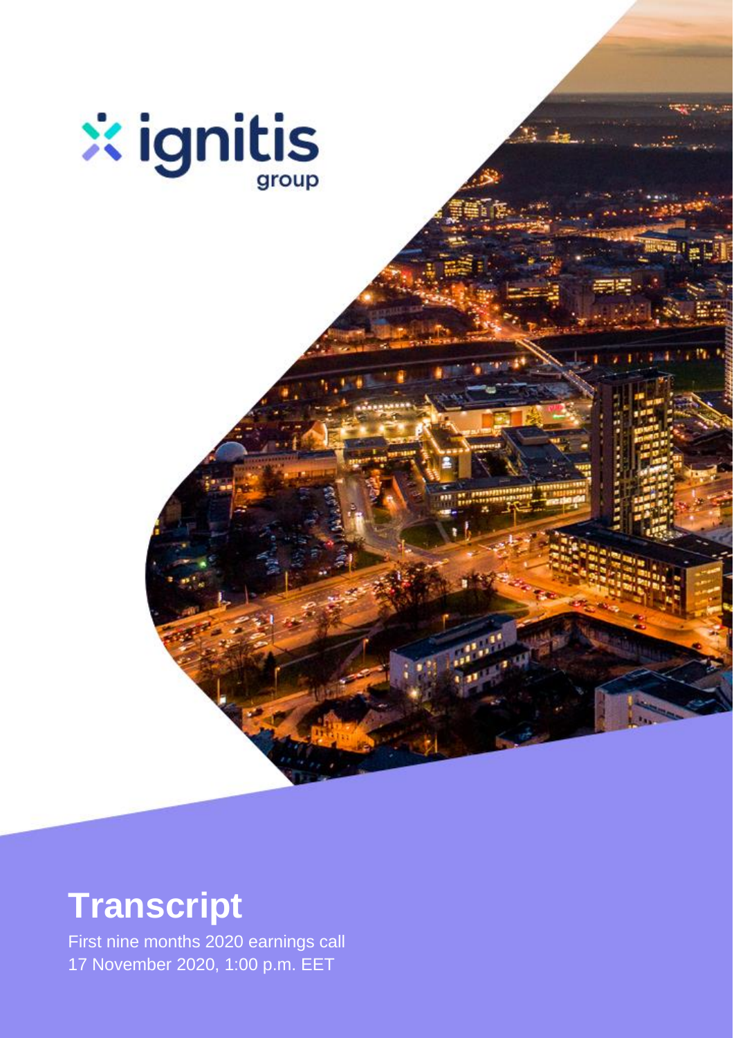ignitis group

# Transcript

First nine months 2020 earnings call
17 November 2020, 1:00 p.m. EET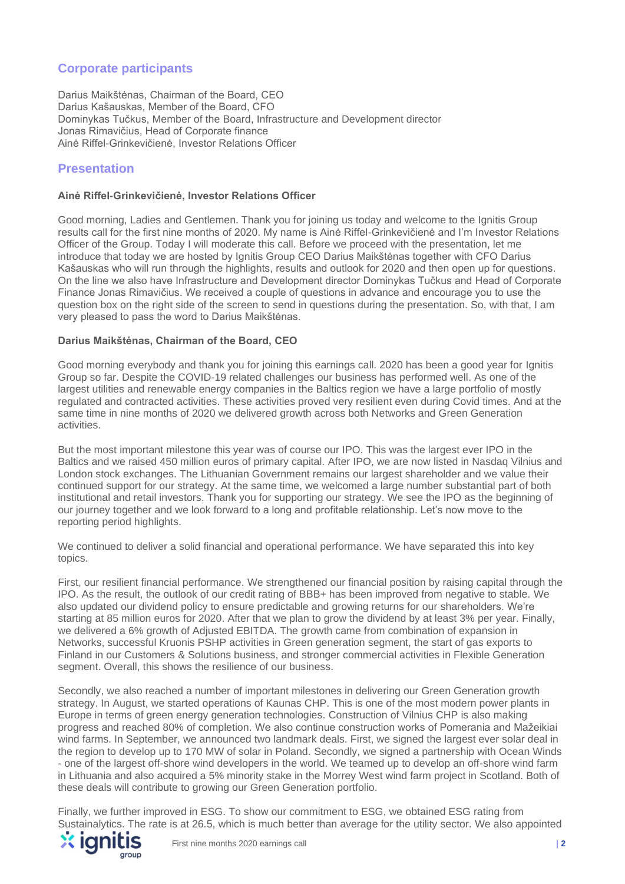## Corporate participants

Darius Maikštėnas, Chairman of the Board, CEO
Darius Kašauskas, Member of the Board, CFO
Dominykas Tučkus, Member of the Board, Infrastructure and Development director
Jonas Rimavičius, Head of Corporate finance
Ainė Riffel-Grinkevičienė, Investor Relations Officer

## Presentation

**Ainė Riffel-Grinkevičienė, Investor Relations Officer**

Good morning, Ladies and Gentlemen. Thank you for joining us today and welcome to the Ignitis Group results call for the first nine months of 2020. My name is Ainė Riffel-Grinkevičienė and I'm Investor Relations Officer of the Group. Today I will moderate this call. Before we proceed with the presentation, let me introduce that today we are hosted by Ignitis Group CEO Darius Maikštėnas together with CFO Darius Kašauskas who will run through the highlights, results and outlook for 2020 and then open up for questions. On the line we also have Infrastructure and Development director Dominykas Tučkus and Head of Corporate Finance Jonas Rimavičius. We received a couple of questions in advance and encourage you to use the question box on the right side of the screen to send in questions during the presentation. So, with that, I am very pleased to pass the word to Darius Maikštėnas.

**Darius Maikštėnas, Chairman of the Board, CEO**

Good morning everybody and thank you for joining this earnings call. 2020 has been a good year for Ignitis Group so far. Despite the COVID-19 related challenges our business has performed well. As one of the largest utilities and renewable energy companies in the Baltics region we have a large portfolio of mostly regulated and contracted activities. These activities proved very resilient even during Covid times. And at the same time in nine months of 2020 we delivered growth across both Networks and Green Generation activities.

But the most important milestone this year was of course our IPO. This was the largest ever IPO in the Baltics and we raised 450 million euros of primary capital. After IPO, we are now listed in Nasdaq Vilnius and London stock exchanges. The Lithuanian Government remains our largest shareholder and we value their continued support for our strategy. At the same time, we welcomed a large number substantial part of both institutional and retail investors. Thank you for supporting our strategy. We see the IPO as the beginning of our journey together and we look forward to a long and profitable relationship. Let's now move to the reporting period highlights.

We continued to deliver a solid financial and operational performance. We have separated this into key topics.

First, our resilient financial performance. We strengthened our financial position by raising capital through the IPO. As the result, the outlook of our credit rating of BBB+ has been improved from negative to stable. We also updated our dividend policy to ensure predictable and growing returns for our shareholders. We're starting at 85 million euros for 2020. After that we plan to grow the dividend by at least 3% per year. Finally, we delivered a 6% growth of Adjusted EBITDA. The growth came from combination of expansion in Networks, successful Kruonis PSHP activities in Green generation segment, the start of gas exports to Finland in our Customers & Solutions business, and stronger commercial activities in Flexible Generation segment. Overall, this shows the resilience of our business.

Secondly, we also reached a number of important milestones in delivering our Green Generation growth strategy. In August, we started operations of Kaunas CHP. This is one of the most modern power plants in Europe in terms of green energy generation technologies. Construction of Vilnius CHP is also making progress and reached 80% of completion. We also continue construction works of Pomerania and Mažeikiai wind farms. In September, we announced two landmark deals. First, we signed the largest ever solar deal in the region to develop up to 170 MW of solar in Poland. Secondly, we signed a partnership with Ocean Winds - one of the largest off-shore wind developers in the world. We teamed up to develop an off-shore wind farm in Lithuania and also acquired a 5% minority stake in the Morrey West wind farm project in Scotland. Both of these deals will contribute to growing our Green Generation portfolio.

Finally, we further improved in ESG. To show our commitment to ESG, we obtained ESG rating from Sustainalytics. The rate is at 26.5, which is much better than average for the utility sector. We also appointed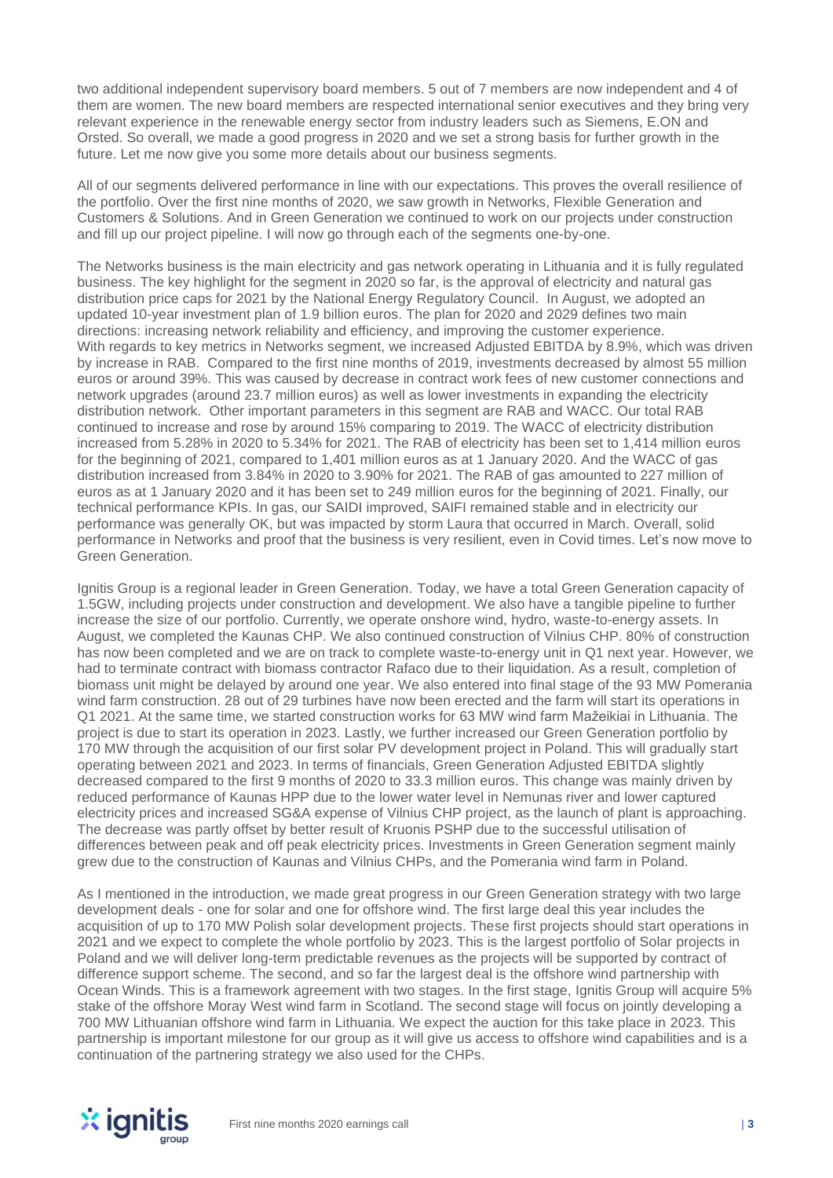two additional independent supervisory board members. 5 out of 7 members are now independent and 4 of them are women. The new board members are respected international senior executives and they bring very relevant experience in the renewable energy sector from industry leaders such as Siemens, E.ON and Orsted. So overall, we made a good progress in 2020 and we set a strong basis for further growth in the future. Let me now give you some more details about our business segments.

All of our segments delivered performance in line with our expectations. This proves the overall resilience of the portfolio. Over the first nine months of 2020, we saw growth in Networks, Flexible Generation and Customers & Solutions. And in Green Generation we continued to work on our projects under construction and fill up our project pipeline. I will now go through each of the segments one-by-one.

The Networks business is the main electricity and gas network operating in Lithuania and it is fully regulated business. The key highlight for the segment in 2020 so far, is the approval of electricity and natural gas distribution price caps for 2021 by the National Energy Regulatory Council. In August, we adopted an updated 10-year investment plan of 1.9 billion euros. The plan for 2020 and 2029 defines two main directions: increasing network reliability and efficiency, and improving the customer experience.
With regards to key metrics in Networks segment, we increased Adjusted EBITDA by 8.9%, which was driven by increase in RAB. Compared to the first nine months of 2019, investments decreased by almost 55 million euros or around 39%. This was caused by decrease in contract work fees of new customer connections and network upgrades (around 23.7 million euros) as well as lower investments in expanding the electricity distribution network. Other important parameters in this segment are RAB and WACC. Our total RAB continued to increase and rose by around 15% comparing to 2019. The WACC of electricity distribution increased from 5.28% in 2020 to 5.34% for 2021. The RAB of electricity has been set to 1,414 million euros for the beginning of 2021, compared to 1,401 million euros as at 1 January 2020. And the WACC of gas distribution increased from 3.84% in 2020 to 3.90% for 2021. The RAB of gas amounted to 227 million of euros as at 1 January 2020 and it has been set to 249 million euros for the beginning of 2021. Finally, our technical performance KPIs. In gas, our SAIDI improved, SAIFI remained stable and in electricity our performance was generally OK, but was impacted by storm Laura that occurred in March. Overall, solid performance in Networks and proof that the business is very resilient, even in Covid times. Let's now move to Green Generation.

Ignitis Group is a regional leader in Green Generation. Today, we have a total Green Generation capacity of 1.5GW, including projects under construction and development. We also have a tangible pipeline to further increase the size of our portfolio. Currently, we operate onshore wind, hydro, waste-to-energy assets. In August, we completed the Kaunas CHP. We also continued construction of Vilnius CHP. 80% of construction has now been completed and we are on track to complete waste-to-energy unit in Q1 next year. However, we had to terminate contract with biomass contractor Rafaco due to their liquidation. As a result, completion of biomass unit might be delayed by around one year. We also entered into final stage of the 93 MW Pomerania wind farm construction. 28 out of 29 turbines have now been erected and the farm will start its operations in Q1 2021. At the same time, we started construction works for 63 MW wind farm Mažeikiai in Lithuania. The project is due to start its operation in 2023. Lastly, we further increased our Green Generation portfolio by 170 MW through the acquisition of our first solar PV development project in Poland. This will gradually start operating between 2021 and 2023. In terms of financials, Green Generation Adjusted EBITDA slightly decreased compared to the first 9 months of 2020 to 33.3 million euros. This change was mainly driven by reduced performance of Kaunas HPP due to the lower water level in Nemunas river and lower captured electricity prices and increased SG&A expense of Vilnius CHP project, as the launch of plant is approaching. The decrease was partly offset by better result of Kruonis PSHP due to the successful utilisation of differences between peak and off peak electricity prices. Investments in Green Generation segment mainly grew due to the construction of Kaunas and Vilnius CHPs, and the Pomerania wind farm in Poland.

As I mentioned in the introduction, we made great progress in our Green Generation strategy with two large development deals - one for solar and one for offshore wind. The first large deal this year includes the acquisition of up to 170 MW Polish solar development projects. These first projects should start operations in 2021 and we expect to complete the whole portfolio by 2023. This is the largest portfolio of Solar projects in Poland and we will deliver long-term predictable revenues as the projects will be supported by contract of difference support scheme. The second, and so far the largest deal is the offshore wind partnership with Ocean Winds. This is a framework agreement with two stages. In the first stage, Ignitis Group will acquire 5% stake of the offshore Moray West wind farm in Scotland. The second stage will focus on jointly developing a 700 MW Lithuanian offshore wind farm in Lithuania. We expect the auction for this take place in 2023. This partnership is important milestone for our group as it will give us access to offshore wind capabilities and is a continuation of the partnering strategy we also used for the CHPs.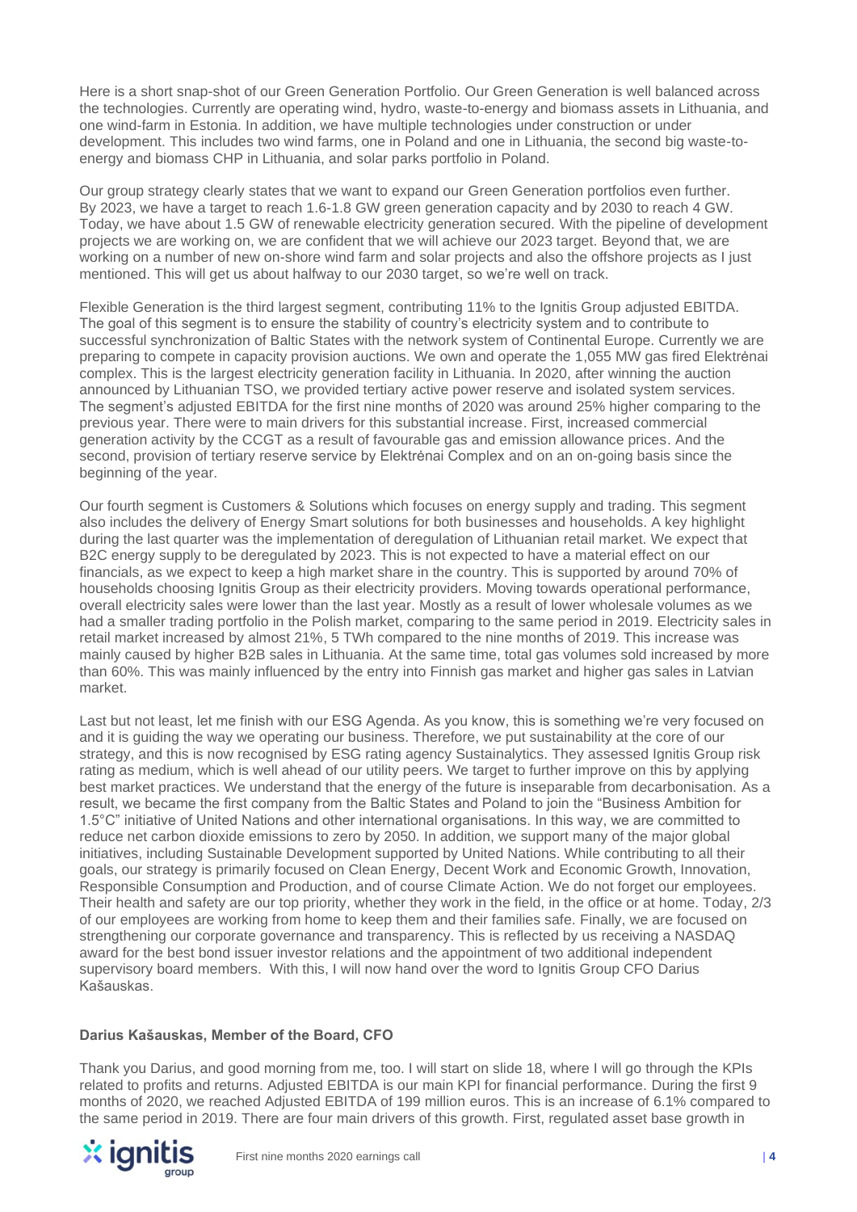Here is a short snap-shot of our Green Generation Portfolio. Our Green Generation is well balanced across the technologies. Currently are operating wind, hydro, waste-to-energy and biomass assets in Lithuania, and one wind-farm in Estonia. In addition, we have multiple technologies under construction or under development. This includes two wind farms, one in Poland and one in Lithuania, the second big waste-to-energy and biomass CHP in Lithuania, and solar parks portfolio in Poland.

Our group strategy clearly states that we want to expand our Green Generation portfolios even further. By 2023, we have a target to reach 1.6-1.8 GW green generation capacity and by 2030 to reach 4 GW. Today, we have about 1.5 GW of renewable electricity generation secured. With the pipeline of development projects we are working on, we are confident that we will achieve our 2023 target. Beyond that, we are working on a number of new on-shore wind farm and solar projects and also the offshore projects as I just mentioned. This will get us about halfway to our 2030 target, so we're well on track.

Flexible Generation is the third largest segment, contributing 11% to the Ignitis Group adjusted EBITDA. The goal of this segment is to ensure the stability of country's electricity system and to contribute to successful synchronization of Baltic States with the network system of Continental Europe. Currently we are preparing to compete in capacity provision auctions. We own and operate the 1,055 MW gas fired Elektrėnai complex. This is the largest electricity generation facility in Lithuania. In 2020, after winning the auction announced by Lithuanian TSO, we provided tertiary active power reserve and isolated system services. The segment's adjusted EBITDA for the first nine months of 2020 was around 25% higher comparing to the previous year. There were to main drivers for this substantial increase. First, increased commercial generation activity by the CCGT as a result of favourable gas and emission allowance prices. And the second, provision of tertiary reserve service by Elektrėnai Complex and on an on-going basis since the beginning of the year.

Our fourth segment is Customers & Solutions which focuses on energy supply and trading. This segment also includes the delivery of Energy Smart solutions for both businesses and households. A key highlight during the last quarter was the implementation of deregulation of Lithuanian retail market. We expect that B2C energy supply to be deregulated by 2023. This is not expected to have a material effect on our financials, as we expect to keep a high market share in the country. This is supported by around 70% of households choosing Ignitis Group as their electricity providers. Moving towards operational performance, overall electricity sales were lower than the last year. Mostly as a result of lower wholesale volumes as we had a smaller trading portfolio in the Polish market, comparing to the same period in 2019. Electricity sales in retail market increased by almost 21%, 5 TWh compared to the nine months of 2019. This increase was mainly caused by higher B2B sales in Lithuania. At the same time, total gas volumes sold increased by more than 60%. This was mainly influenced by the entry into Finnish gas market and higher gas sales in Latvian market.

Last but not least, let me finish with our ESG Agenda. As you know, this is something we're very focused on and it is guiding the way we operating our business. Therefore, we put sustainability at the core of our strategy, and this is now recognised by ESG rating agency Sustainalytics. They assessed Ignitis Group risk rating as medium, which is well ahead of our utility peers. We target to further improve on this by applying best market practices. We understand that the energy of the future is inseparable from decarbonisation. As a result, we became the first company from the Baltic States and Poland to join the "Business Ambition for 1.5°C" initiative of United Nations and other international organisations. In this way, we are committed to reduce net carbon dioxide emissions to zero by 2050. In addition, we support many of the major global initiatives, including Sustainable Development supported by United Nations. While contributing to all their goals, our strategy is primarily focused on Clean Energy, Decent Work and Economic Growth, Innovation, Responsible Consumption and Production, and of course Climate Action. We do not forget our employees. Their health and safety are our top priority, whether they work in the field, in the office or at home. Today, 2/3 of our employees are working from home to keep them and their families safe. Finally, we are focused on strengthening our corporate governance and transparency. This is reflected by us receiving a NASDAQ award for the best bond issuer investor relations and the appointment of two additional independent supervisory board members. With this, I will now hand over the word to Ignitis Group CFO Darius Kašauskas.

**Darius Kašauskas, Member of the Board, CFO**

Thank you Darius, and good morning from me, too. I will start on slide 18, where I will go through the KPIs related to profits and returns. Adjusted EBITDA is our main KPI for financial performance. During the first 9 months of 2020, we reached Adjusted EBITDA of 199 million euros. This is an increase of 6.1% compared to the same period in 2019. There are four main drivers of this growth. First, regulated asset base growth in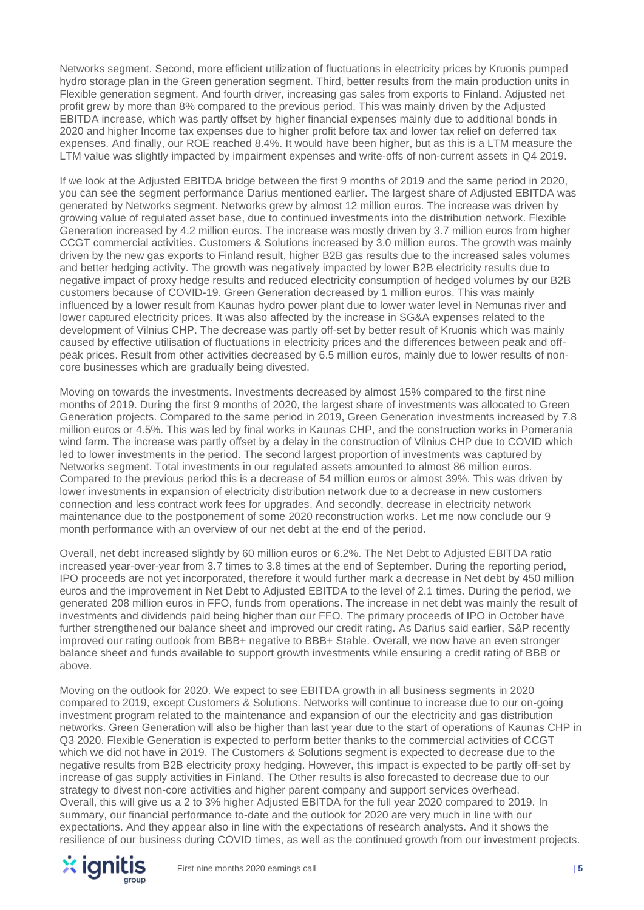Networks segment. Second, more efficient utilization of fluctuations in electricity prices by Kruonis pumped hydro storage plan in the Green generation segment. Third, better results from the main production units in Flexible generation segment. And fourth driver, increasing gas sales from exports to Finland. Adjusted net profit grew by more than 8% compared to the previous period. This was mainly driven by the Adjusted EBITDA increase, which was partly offset by higher financial expenses mainly due to additional bonds in 2020 and higher Income tax expenses due to higher profit before tax and lower tax relief on deferred tax expenses. And finally, our ROE reached 8.4%. It would have been higher, but as this is a LTM measure the LTM value was slightly impacted by impairment expenses and write-offs of non-current assets in Q4 2019.

If we look at the Adjusted EBITDA bridge between the first 9 months of 2019 and the same period in 2020, you can see the segment performance Darius mentioned earlier. The largest share of Adjusted EBITDA was generated by Networks segment. Networks grew by almost 12 million euros. The increase was driven by growing value of regulated asset base, due to continued investments into the distribution network. Flexible Generation increased by 4.2 million euros. The increase was mostly driven by 3.7 million euros from higher CCGT commercial activities. Customers & Solutions increased by 3.0 million euros. The growth was mainly driven by the new gas exports to Finland result, higher B2B gas results due to the increased sales volumes and better hedging activity. The growth was negatively impacted by lower B2B electricity results due to negative impact of proxy hedge results and reduced electricity consumption of hedged volumes by our B2B customers because of COVID-19. Green Generation decreased by 1 million euros. This was mainly influenced by a lower result from Kaunas hydro power plant due to lower water level in Nemunas river and lower captured electricity prices. It was also affected by the increase in SG&A expenses related to the development of Vilnius CHP. The decrease was partly off-set by better result of Kruonis which was mainly caused by effective utilisation of fluctuations in electricity prices and the differences between peak and off-peak prices. Result from other activities decreased by 6.5 million euros, mainly due to lower results of non-core businesses which are gradually being divested.

Moving on towards the investments. Investments decreased by almost 15% compared to the first nine months of 2019. During the first 9 months of 2020, the largest share of investments was allocated to Green Generation projects. Compared to the same period in 2019, Green Generation investments increased by 7.8 million euros or 4.5%. This was led by final works in Kaunas CHP, and the construction works in Pomerania wind farm. The increase was partly offset by a delay in the construction of Vilnius CHP due to COVID which led to lower investments in the period. The second largest proportion of investments was captured by Networks segment. Total investments in our regulated assets amounted to almost 86 million euros. Compared to the previous period this is a decrease of 54 million euros or almost 39%. This was driven by lower investments in expansion of electricity distribution network due to a decrease in new customers connection and less contract work fees for upgrades. And secondly, decrease in electricity network maintenance due to the postponement of some 2020 reconstruction works. Let me now conclude our 9 month performance with an overview of our net debt at the end of the period.

Overall, net debt increased slightly by 60 million euros or 6.2%. The Net Debt to Adjusted EBITDA ratio increased year-over-year from 3.7 times to 3.8 times at the end of September. During the reporting period, IPO proceeds are not yet incorporated, therefore it would further mark a decrease in Net debt by 450 million euros and the improvement in Net Debt to Adjusted EBITDA to the level of 2.1 times. During the period, we generated 208 million euros in FFO, funds from operations. The increase in net debt was mainly the result of investments and dividends paid being higher than our FFO. The primary proceeds of IPO in October have further strengthened our balance sheet and improved our credit rating. As Darius said earlier, S&P recently improved our rating outlook from BBB+ negative to BBB+ Stable. Overall, we now have an even stronger balance sheet and funds available to support growth investments while ensuring a credit rating of BBB or above.

Moving on the outlook for 2020. We expect to see EBITDA growth in all business segments in 2020 compared to 2019, except Customers & Solutions. Networks will continue to increase due to our on-going investment program related to the maintenance and expansion of our the electricity and gas distribution networks. Green Generation will also be higher than last year due to the start of operations of Kaunas CHP in Q3 2020. Flexible Generation is expected to perform better thanks to the commercial activities of CCGT which we did not have in 2019. The Customers & Solutions segment is expected to decrease due to the negative results from B2B electricity proxy hedging. However, this impact is expected to be partly off-set by increase of gas supply activities in Finland. The Other results is also forecasted to decrease due to our strategy to divest non-core activities and higher parent company and support services overhead. Overall, this will give us a 2 to 3% higher Adjusted EBITDA for the full year 2020 compared to 2019. In summary, our financial performance to-date and the outlook for 2020 are very much in line with our expectations. And they appear also in line with the expectations of research analysts. And it shows the resilience of our business during COVID times, as well as the continued growth from our investment projects.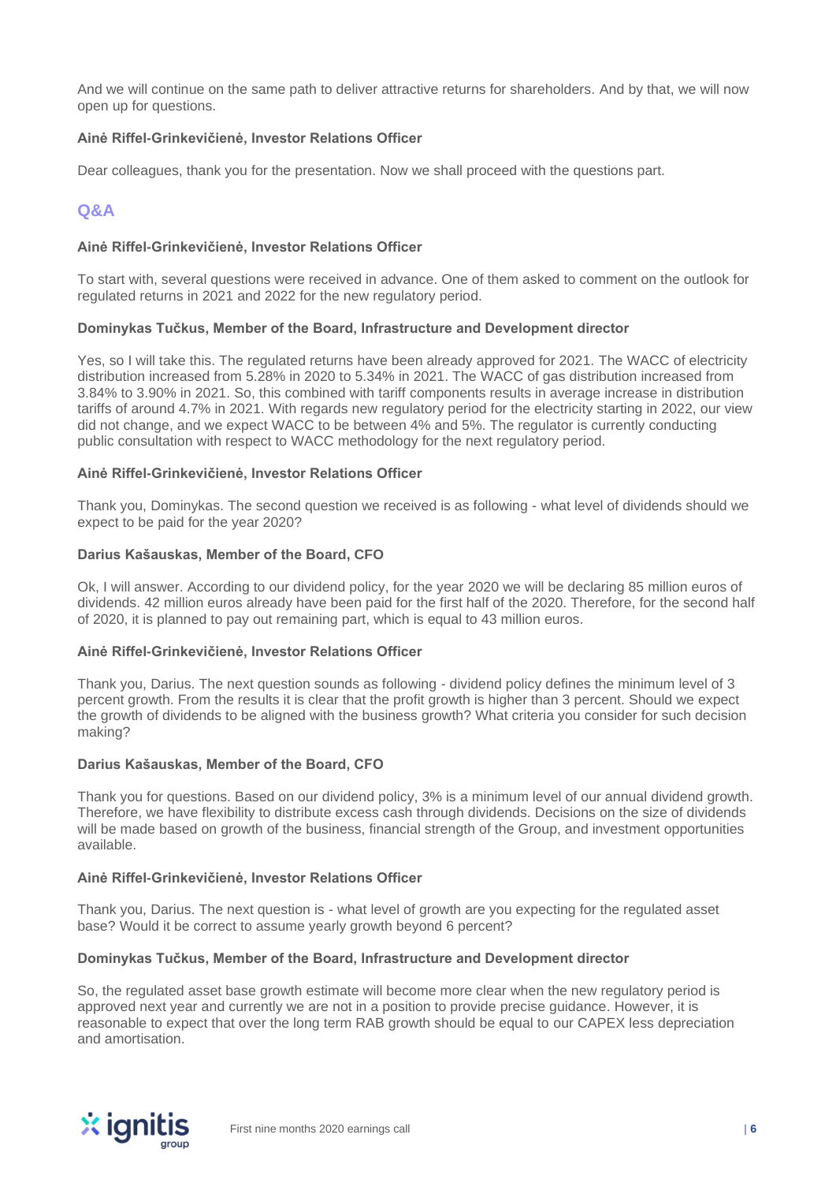And we will continue on the same path to deliver attractive returns for shareholders. And by that, we will now open up for questions.

**Ainė Riffel-Grinkevičienė, Investor Relations Officer**

Dear colleagues, thank you for the presentation. Now we shall proceed with the questions part.

## Q&A

**Ainė Riffel-Grinkevičienė, Investor Relations Officer**

To start with, several questions were received in advance. One of them asked to comment on the outlook for regulated returns in 2021 and 2022 for the new regulatory period.

**Dominykas Tučkus, Member of the Board, Infrastructure and Development director**

Yes, so I will take this. The regulated returns have been already approved for 2021. The WACC of electricity distribution increased from 5.28% in 2020 to 5.34% in 2021. The WACC of gas distribution increased from 3.84% to 3.90% in 2021. So, this combined with tariff components results in average increase in distribution tariffs of around 4.7% in 2021. With regards new regulatory period for the electricity starting in 2022, our view did not change, and we expect WACC to be between 4% and 5%. The regulator is currently conducting public consultation with respect to WACC methodology for the next regulatory period.

**Ainė Riffel-Grinkevičienė, Investor Relations Officer**

Thank you, Dominykas. The second question we received is as following - what level of dividends should we expect to be paid for the year 2020?

**Darius Kašauskas, Member of the Board, CFO**

Ok, I will answer. According to our dividend policy, for the year 2020 we will be declaring 85 million euros of dividends. 42 million euros already have been paid for the first half of the 2020. Therefore, for the second half of 2020, it is planned to pay out remaining part, which is equal to 43 million euros.

**Ainė Riffel-Grinkevičienė, Investor Relations Officer**

Thank you, Darius. The next question sounds as following - dividend policy defines the minimum level of 3 percent growth. From the results it is clear that the profit growth is higher than 3 percent. Should we expect the growth of dividends to be aligned with the business growth? What criteria you consider for such decision making?

**Darius Kašauskas, Member of the Board, CFO**

Thank you for questions. Based on our dividend policy, 3% is a minimum level of our annual dividend growth. Therefore, we have flexibility to distribute excess cash through dividends. Decisions on the size of dividends will be made based on growth of the business, financial strength of the Group, and investment opportunities available.

**Ainė Riffel-Grinkevičienė, Investor Relations Officer**

Thank you, Darius. The next question is - what level of growth are you expecting for the regulated asset base? Would it be correct to assume yearly growth beyond 6 percent?

**Dominykas Tučkus, Member of the Board, Infrastructure and Development director**

So, the regulated asset base growth estimate will become more clear when the new regulatory period is approved next year and currently we are not in a position to provide precise guidance. However, it is reasonable to expect that over the long term RAB growth should be equal to our CAPEX less depreciation and amortisation.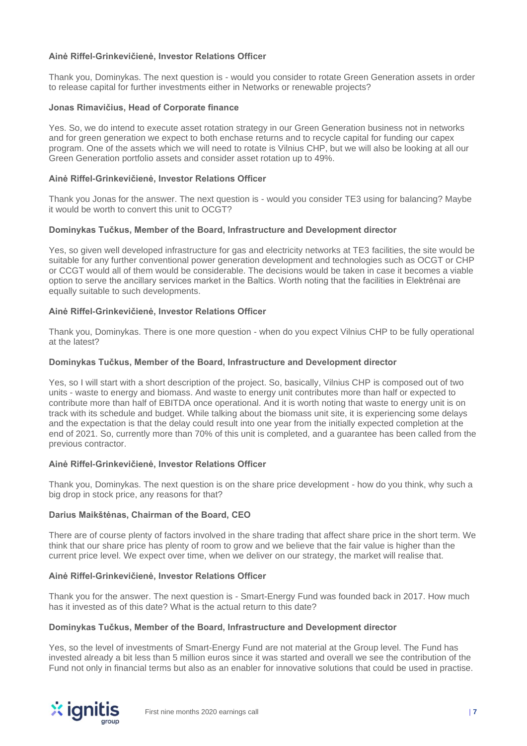**Ainė Riffel-Grinkevičienė, Investor Relations Officer**

Thank you, Dominykas. The next question is - would you consider to rotate Green Generation assets in order to release capital for further investments either in Networks or renewable projects?

**Jonas Rimavičius, Head of Corporate finance**

Yes. So, we do intend to execute asset rotation strategy in our Green Generation business not in networks and for green generation we expect to both enchase returns and to recycle capital for funding our capex program. One of the assets which we will need to rotate is Vilnius CHP, but we will also be looking at all our Green Generation portfolio assets and consider asset rotation up to 49%.

**Ainė Riffel-Grinkevičienė, Investor Relations Officer**

Thank you Jonas for the answer. The next question is - would you consider TE3 using for balancing? Maybe it would be worth to convert this unit to OCGT?

**Dominykas Tučkus, Member of the Board, Infrastructure and Development director**

Yes, so given well developed infrastructure for gas and electricity networks at TE3 facilities, the site would be suitable for any further conventional power generation development and technologies such as OCGT or CHP or CCGT would all of them would be considerable. The decisions would be taken in case it becomes a viable option to serve the ancillary services market in the Baltics. Worth noting that the facilities in Elektrėnai are equally suitable to such developments.

**Ainė Riffel-Grinkevičienė, Investor Relations Officer**

Thank you, Dominykas. There is one more question - when do you expect Vilnius CHP to be fully operational at the latest?

**Dominykas Tučkus, Member of the Board, Infrastructure and Development director**

Yes, so I will start with a short description of the project. So, basically, Vilnius CHP is composed out of two units - waste to energy and biomass. And waste to energy unit contributes more than half or expected to contribute more than half of EBITDA once operational. And it is worth noting that waste to energy unit is on track with its schedule and budget. While talking about the biomass unit site, it is experiencing some delays and the expectation is that the delay could result into one year from the initially expected completion at the end of 2021. So, currently more than 70% of this unit is completed, and a guarantee has been called from the previous contractor.

**Ainė Riffel-Grinkevičienė, Investor Relations Officer**

Thank you, Dominykas. The next question is on the share price development - how do you think, why such a big drop in stock price, any reasons for that?

**Darius Maikštėnas, Chairman of the Board, CEO**

There are of course plenty of factors involved in the share trading that affect share price in the short term. We think that our share price has plenty of room to grow and we believe that the fair value is higher than the current price level. We expect over time, when we deliver on our strategy, the market will realise that.

**Ainė Riffel-Grinkevičienė, Investor Relations Officer**

Thank you for the answer. The next question is - Smart-Energy Fund was founded back in 2017. How much has it invested as of this date? What is the actual return to this date?

**Dominykas Tučkus, Member of the Board, Infrastructure and Development director**

Yes, so the level of investments of Smart-Energy Fund are not material at the Group level. The Fund has invested already a bit less than 5 million euros since it was started and overall we see the contribution of the Fund not only in financial terms but also as an enabler for innovative solutions that could be used in practise.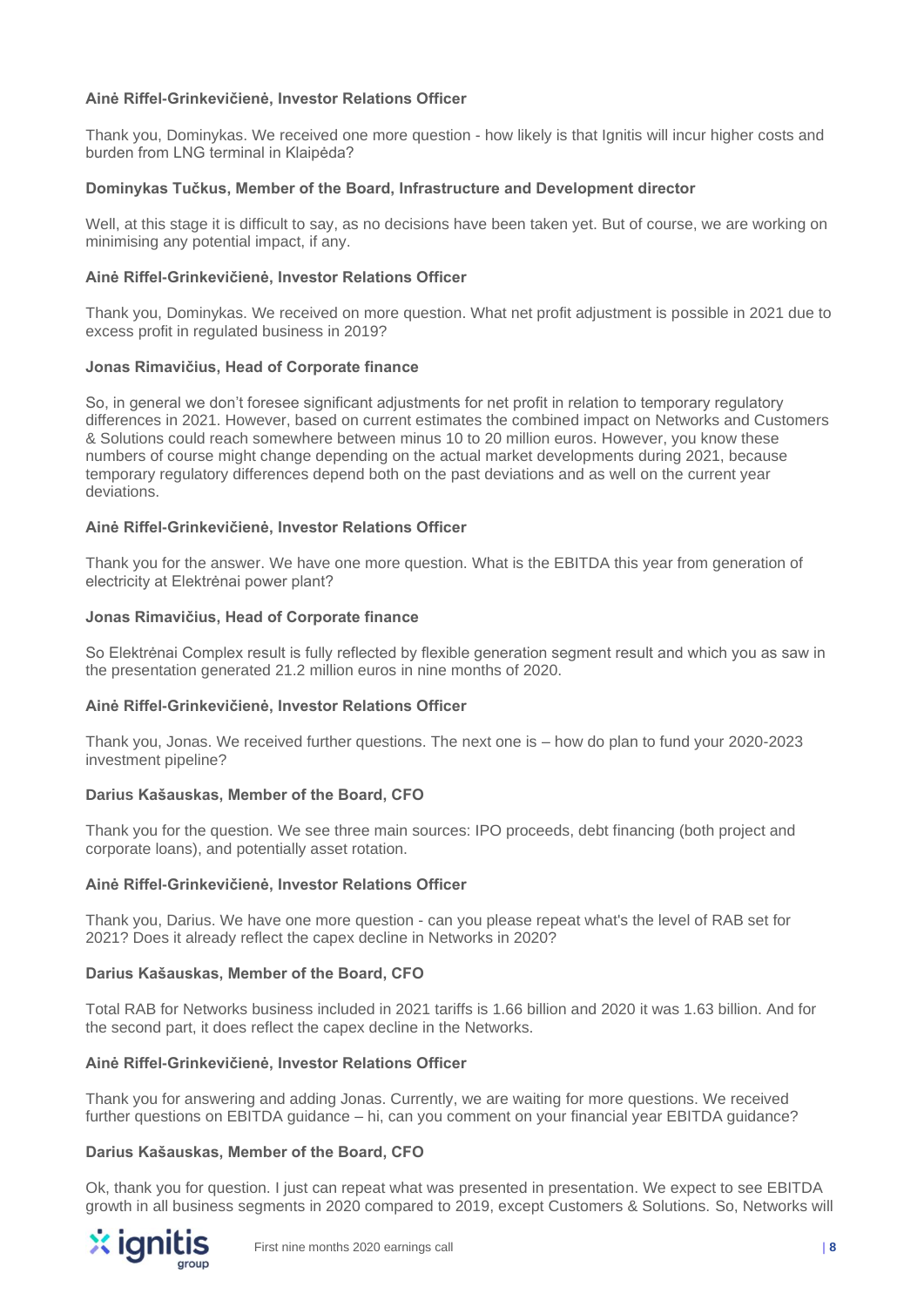**Ainė Riffel-Grinkevičienė, Investor Relations Officer**

Thank you, Dominykas. We received one more question - how likely is that Ignitis will incur higher costs and burden from LNG terminal in Klaipėda?

**Dominykas Tučkus, Member of the Board, Infrastructure and Development director**

Well, at this stage it is difficult to say, as no decisions have been taken yet. But of course, we are working on minimising any potential impact, if any.

**Ainė Riffel-Grinkevičienė, Investor Relations Officer**

Thank you, Dominykas. We received on more question. What net profit adjustment is possible in 2021 due to excess profit in regulated business in 2019?

**Jonas Rimavičius, Head of Corporate finance**

So, in general we don't foresee significant adjustments for net profit in relation to temporary regulatory differences in 2021. However, based on current estimates the combined impact on Networks and Customers & Solutions could reach somewhere between minus 10 to 20 million euros. However, you know these numbers of course might change depending on the actual market developments during 2021, because temporary regulatory differences depend both on the past deviations and as well on the current year deviations.

**Ainė Riffel-Grinkevičienė, Investor Relations Officer**

Thank you for the answer. We have one more question. What is the EBITDA this year from generation of electricity at Elektrėnai power plant?

**Jonas Rimavičius, Head of Corporate finance**

So Elektrėnai Complex result is fully reflected by flexible generation segment result and which you as saw in the presentation generated 21.2 million euros in nine months of 2020.

**Ainė Riffel-Grinkevičienė, Investor Relations Officer**

Thank you, Jonas. We received further questions. The next one is – how do plan to fund your 2020-2023 investment pipeline?

**Darius Kašauskas, Member of the Board, CFO**

Thank you for the question. We see three main sources: IPO proceeds, debt financing (both project and corporate loans), and potentially asset rotation.

**Ainė Riffel-Grinkevičienė, Investor Relations Officer**

Thank you, Darius. We have one more question - can you please repeat what's the level of RAB set for 2021? Does it already reflect the capex decline in Networks in 2020?

**Darius Kašauskas, Member of the Board, CFO**

Total RAB for Networks business included in 2021 tariffs is 1.66 billion and 2020 it was 1.63 billion. And for the second part, it does reflect the capex decline in the Networks.

**Ainė Riffel-Grinkevičienė, Investor Relations Officer**

Thank you for answering and adding Jonas. Currently, we are waiting for more questions. We received further questions on EBITDA guidance – hi, can you comment on your financial year EBITDA guidance?

**Darius Kašauskas, Member of the Board, CFO**

Ok, thank you for question. I just can repeat what was presented in presentation. We expect to see EBITDA growth in all business segments in 2020 compared to 2019, except Customers & Solutions. So, Networks will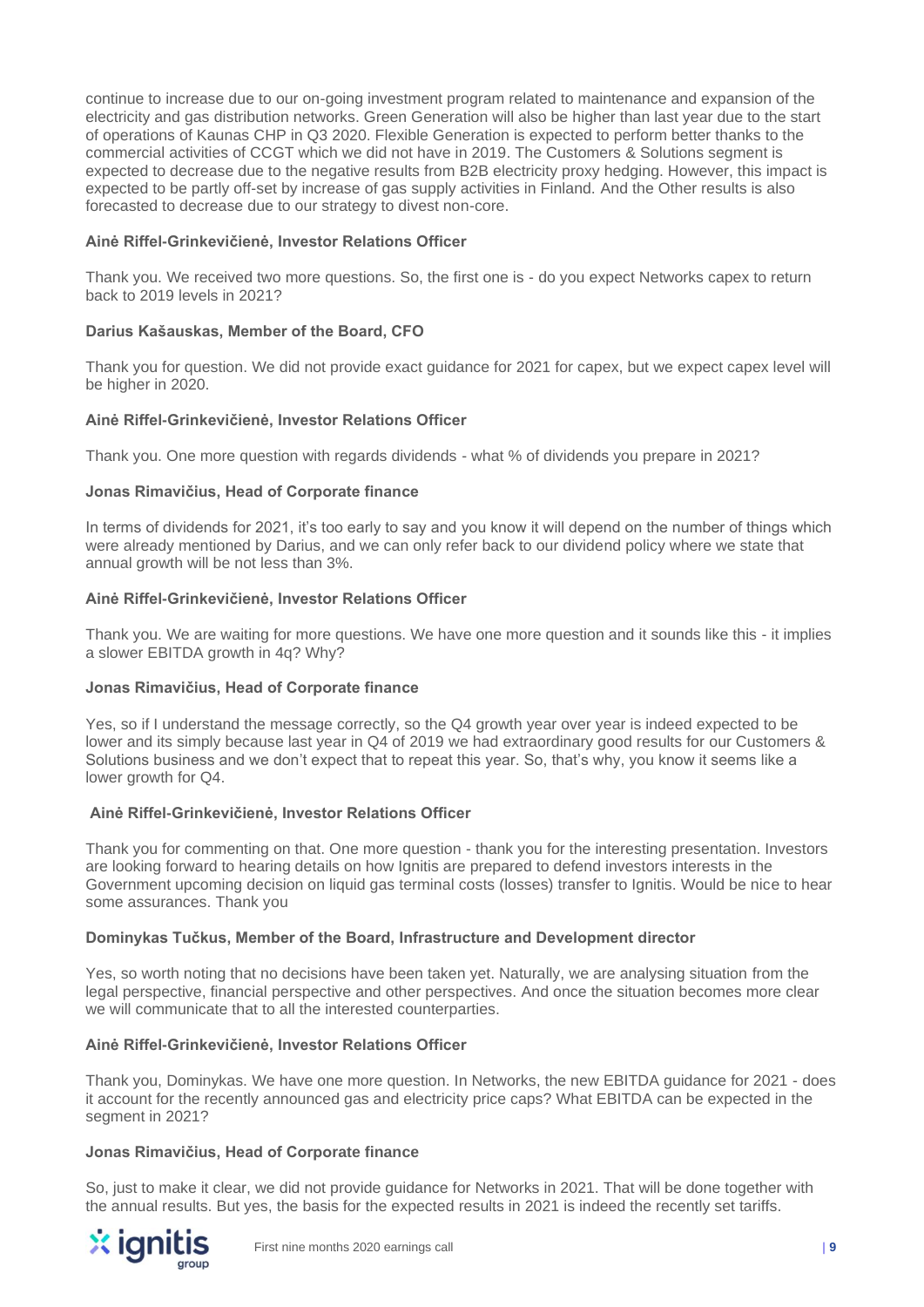continue to increase due to our on-going investment program related to maintenance and expansion of the electricity and gas distribution networks. Green Generation will also be higher than last year due to the start of operations of Kaunas CHP in Q3 2020. Flexible Generation is expected to perform better thanks to the commercial activities of CCGT which we did not have in 2019. The Customers & Solutions segment is expected to decrease due to the negative results from B2B electricity proxy hedging. However, this impact is expected to be partly off-set by increase of gas supply activities in Finland. And the Other results is also forecasted to decrease due to our strategy to divest non-core.

**Ainė Riffel-Grinkevičienė, Investor Relations Officer**

Thank you. We received two more questions. So, the first one is - do you expect Networks capex to return back to 2019 levels in 2021?

**Darius Kašauskas, Member of the Board, CFO**

Thank you for question. We did not provide exact guidance for 2021 for capex, but we expect capex level will be higher in 2020.

**Ainė Riffel-Grinkevičienė, Investor Relations Officer**

Thank you. One more question with regards dividends - what % of dividends you prepare in 2021?

**Jonas Rimavičius, Head of Corporate finance**

In terms of dividends for 2021, it's too early to say and you know it will depend on the number of things which were already mentioned by Darius, and we can only refer back to our dividend policy where we state that annual growth will be not less than 3%.

**Ainė Riffel-Grinkevičienė, Investor Relations Officer**

Thank you. We are waiting for more questions. We have one more question and it sounds like this - it implies a slower EBITDA growth in 4q? Why?

**Jonas Rimavičius, Head of Corporate finance**

Yes, so if I understand the message correctly, so the Q4 growth year over year is indeed expected to be lower and its simply because last year in Q4 of 2019 we had extraordinary good results for our Customers & Solutions business and we don't expect that to repeat this year. So, that's why, you know it seems like a lower growth for Q4.

**Ainė Riffel-Grinkevičienė, Investor Relations Officer**

Thank you for commenting on that. One more question - thank you for the interesting presentation. Investors are looking forward to hearing details on how Ignitis are prepared to defend investors interests in the Government upcoming decision on liquid gas terminal costs (losses) transfer to Ignitis. Would be nice to hear some assurances. Thank you

**Dominykas Tučkus, Member of the Board, Infrastructure and Development director**

Yes, so worth noting that no decisions have been taken yet. Naturally, we are analysing situation from the legal perspective, financial perspective and other perspectives. And once the situation becomes more clear we will communicate that to all the interested counterparties.

**Ainė Riffel-Grinkevičienė, Investor Relations Officer**

Thank you, Dominykas. We have one more question. In Networks, the new EBITDA guidance for 2021 - does it account for the recently announced gas and electricity price caps? What EBITDA can be expected in the segment in 2021?

**Jonas Rimavičius, Head of Corporate finance**

So, just to make it clear, we did not provide guidance for Networks in 2021. That will be done together with the annual results. But yes, the basis for the expected results in 2021 is indeed the recently set tariffs.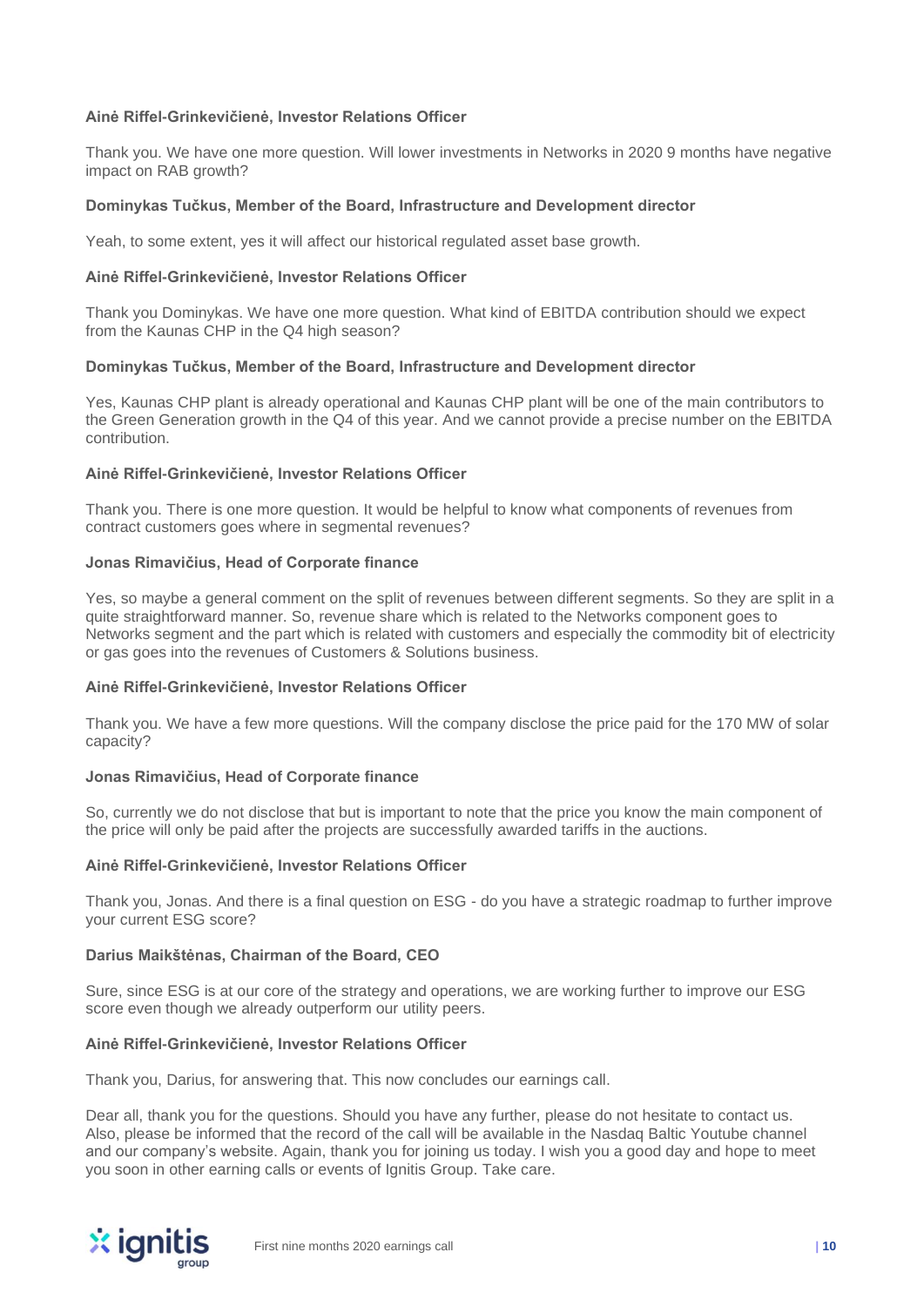**Ainė Riffel-Grinkevičienė, Investor Relations Officer**

Thank you. We have one more question. Will lower investments in Networks in 2020 9 months have negative impact on RAB growth?

**Dominykas Tučkus, Member of the Board, Infrastructure and Development director**

Yeah, to some extent, yes it will affect our historical regulated asset base growth.

**Ainė Riffel-Grinkevičienė, Investor Relations Officer**

Thank you Dominykas. We have one more question. What kind of EBITDA contribution should we expect from the Kaunas CHP in the Q4 high season?

**Dominykas Tučkus, Member of the Board, Infrastructure and Development director**

Yes, Kaunas CHP plant is already operational and Kaunas CHP plant will be one of the main contributors to the Green Generation growth in the Q4 of this year. And we cannot provide a precise number on the EBITDA contribution.

**Ainė Riffel-Grinkevičienė, Investor Relations Officer**

Thank you. There is one more question. It would be helpful to know what components of revenues from contract customers goes where in segmental revenues?

**Jonas Rimavičius, Head of Corporate finance**

Yes, so maybe a general comment on the split of revenues between different segments. So they are split in a quite straightforward manner. So, revenue share which is related to the Networks component goes to Networks segment and the part which is related with customers and especially the commodity bit of electricity or gas goes into the revenues of Customers & Solutions business.

**Ainė Riffel-Grinkevičienė, Investor Relations Officer**

Thank you. We have a few more questions. Will the company disclose the price paid for the 170 MW of solar capacity?

**Jonas Rimavičius, Head of Corporate finance**

So, currently we do not disclose that but is important to note that the price you know the main component of the price will only be paid after the projects are successfully awarded tariffs in the auctions.

**Ainė Riffel-Grinkevičienė, Investor Relations Officer**

Thank you, Jonas. And there is a final question on ESG - do you have a strategic roadmap to further improve your current ESG score?

**Darius Maikštėnas, Chairman of the Board, CEO**

Sure, since ESG is at our core of the strategy and operations, we are working further to improve our ESG score even though we already outperform our utility peers.

**Ainė Riffel-Grinkevičienė, Investor Relations Officer**

Thank you, Darius, for answering that. This now concludes our earnings call.

Dear all, thank you for the questions. Should you have any further, please do not hesitate to contact us. Also, please be informed that the record of the call will be available in the Nasdaq Baltic Youtube channel and our company's website. Again, thank you for joining us today. I wish you a good day and hope to meet you soon in other earning calls or events of Ignitis Group. Take care.